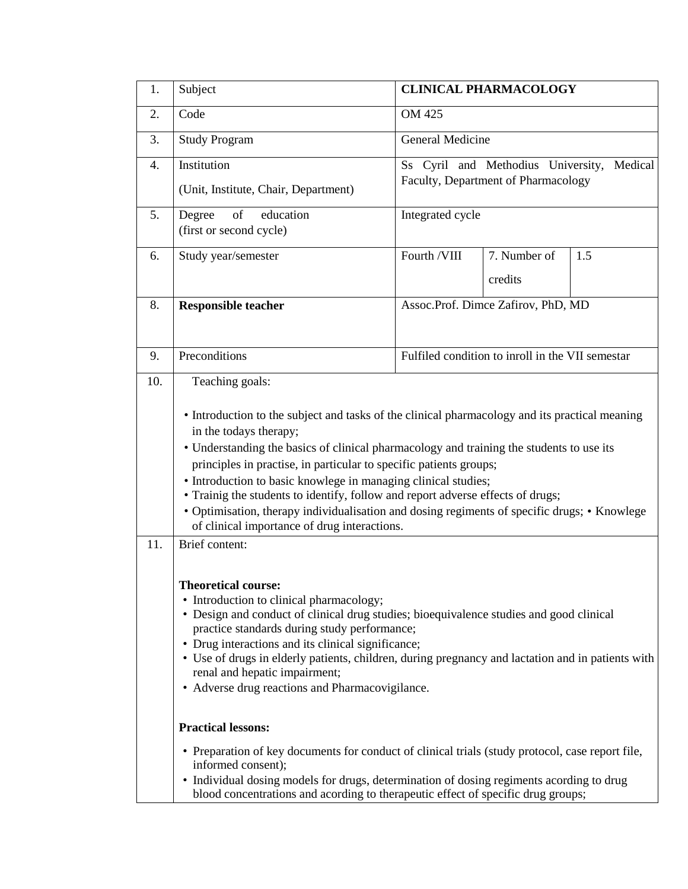| 1. | Subject | **CLINICAL PHARMACOLOGY** | | |
|---|---|---|---|---|
| 2. | Code | OM 425 | | |
| 3. | Study Program | General Medicine | | |
| 4. | Institution<br>(Unit, Institute, Chair, Department) | Ss Cyril and Methodius University, Medical Faculty, Department of Pharmacology | | |
| 5. | Degree of education<br>(first or second cycle) | Integrated cycle | | |
| 6. | Study year/semester | Fourth /VIII | 7. Number of credits | 1.5 |
| 8. | **Responsible teacher** | Assoc.Prof. Dimce Zafirov, PhD, MD | | |
| 9. | Preconditions | Fulfiled condition to inroll in the VII semestar | | |

**10.** Teaching goals:

- Introduction to the subject and tasks of the clinical pharmacology and its practical meaning in the todays therapy;
- Understanding the basics of clinical pharmacology and training the students to use its principles in practise, in particular to specific patients groups;
- Introduction to basic knowlege in managing clinical studies;
- Trainig the students to identify, follow and report adverse effects of drugs;
- Optimisation, therapy individualisation and dosing regiments of specific drugs; • Knowlege of clinical importance of drug interactions.

**11.** Brief content:

**Theoretical course:**

- Introduction to clinical pharmacology;
- Design and conduct of clinical drug studies; bioequivalence studies and good clinical practice standards during study performance;
- Drug interactions and its clinical significance;
- Use of drugs in elderly patients, children, during pregnancy and lactation and in patients with renal and hepatic impairment;
- Adverse drug reactions and Pharmacovigilance.

**Practical lessons:**

- Preparation of key documents for conduct of clinical trials (study protocol, case report file, informed consent);
- Individual dosing models for drugs, determination of dosing regiments acording to drug blood concentrations and acording to therapeutic effect of specific drug groups;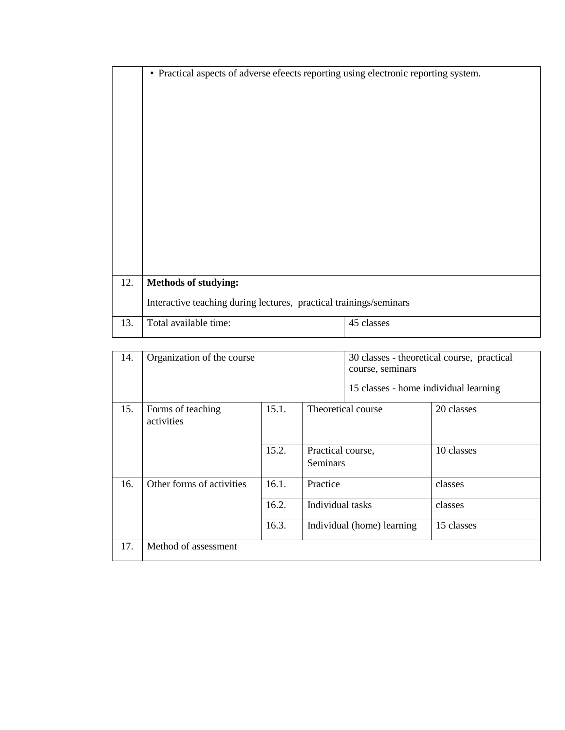| | |
|---|---|
| | • Practical aspects of adverse efeects reporting using electronic reporting system. |
| 12. | **Methods of studying:**<br><br>Interactive teaching during lectures, practical trainings/seminars |
| 13. | Total available time: — 45 classes |

| | | | | |
|---|---|---|---|---|
| 14. | Organization of the course | | | 30 classes - theoretical course, practical course, seminars<br><br>15 classes - home individual learning |
| 15. | Forms of teaching activities | 15.1. | Theoretical course | 20 classes |
| | | 15.2. | Practical course, Seminars | 10 classes |
| 16. | Other forms of activities | 16.1. | Practice | classes |
| | | 16.2. | Individual tasks | classes |
| | | 16.3. | Individual (home) learning | 15 classes |
| 17. | Method of assessment | | | |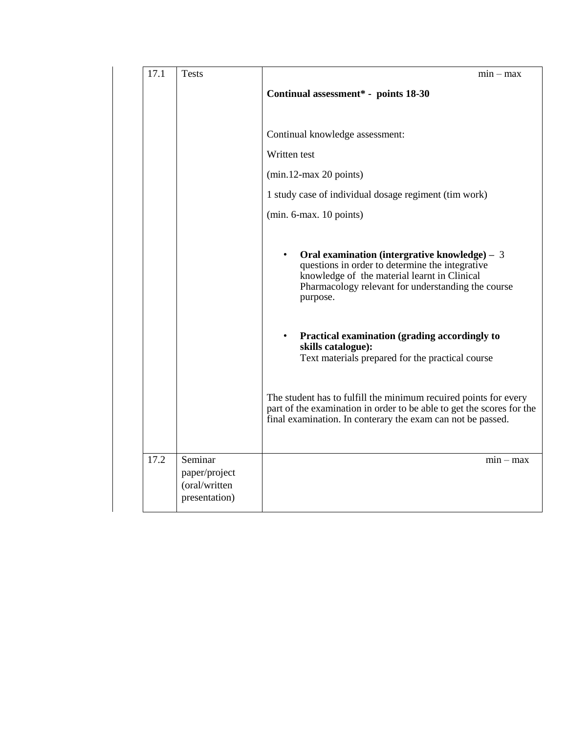| 17.1 | Tests | min – max<br><br>**Continual assessment* - points 18-30**<br><br>Continual knowledge assessment:<br><br>Written test<br><br>(min.12-max 20 points)<br><br>1 study case of individual dosage regiment (tim work)<br><br>(min. 6-max. 10 points)<br><br>• **Oral examination (intergrative knowledge) –** 3 questions in order to determine the integrative knowledge of the material learnt in Clinical Pharmacology relevant for understanding the course purpose.<br><br>• **Practical examination (grading accordingly to skills catalogue):** Text materials prepared for the practical course<br><br>The student has to fulfill the minimum recuired points for every part of the examination in order to be able to get the scores for the final examination. In conterary the exam can not be passed. |
|---|---|---|
| 17.2 | Seminar paper/project (oral/written presentation) | min – max |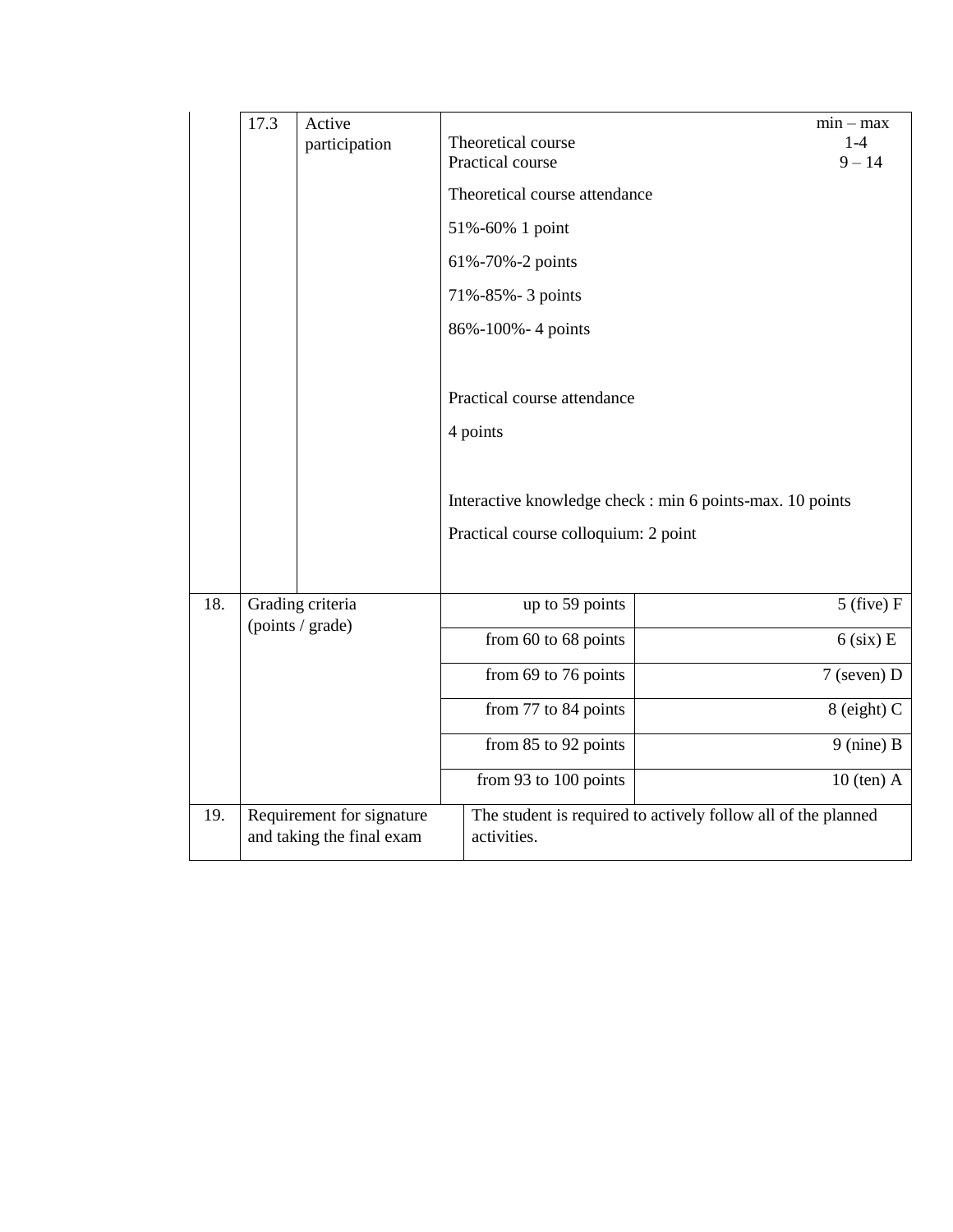| | | | |
|---|---|---|---|
| | 17.3 | Active participation | min – max<br>Theoretical course 1-4<br>Practical course 9 – 14<br><br>Theoretical course attendance<br><br>51%-60% 1 point<br><br>61%-70%-2 points<br><br>71%-85%- 3 points<br><br>86%-100%- 4 points<br><br>Practical course attendance<br><br>4 points<br><br>Interactive knowledge check : min 6 points-max. 10 points<br><br>Practical course colloquium: 2 point |

| | | | |
|---|---|---|---|
| 18. | Grading criteria (points / grade) | up to 59 points | 5 (five) F |
| | | from 60 to 68 points | 6 (six) E |
| | | from 69 to 76 points | 7 (seven) D |
| | | from 77 to 84 points | 8 (eight) C |
| | | from 85 to 92 points | 9 (nine) B |
| | | from 93 to 100 points | 10 (ten) A |
| 19. | Requirement for signature and taking the final exam | The student is required to actively follow all of the planned activities. | |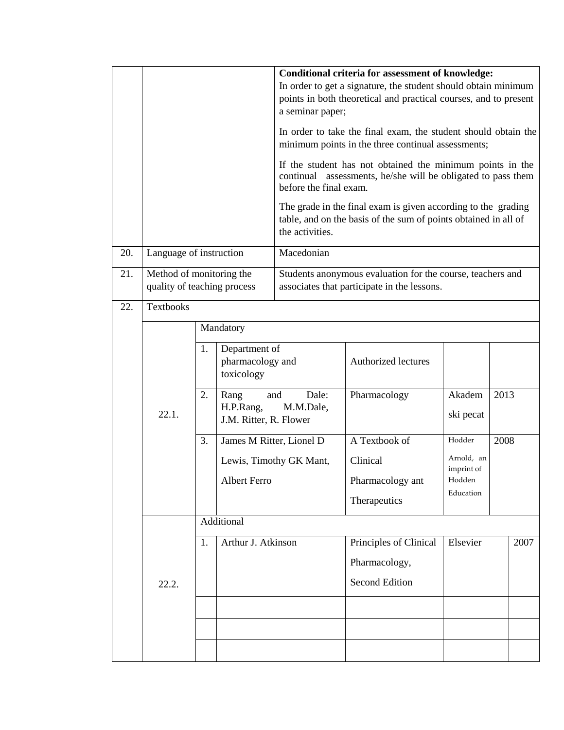| | | |
|---|---|---|
| | | **Conditional criteria for assessment of knowledge:**<br>In order to get a signature, the student should obtain minimum points in both theoretical and practical courses, and to present a seminar paper;<br><br>In order to take the final exam, the student should obtain the minimum points in the three continual assessments;<br><br>If the student has not obtained the minimum points in the continual assessments, he/she will be obligated to pass them before the final exam.<br><br>The grade in the final exam is given according to the grading table, and on the basis of the sum of points obtained in all of the activities. |
| 20. | Language of instruction | Macedonian |
| 21. | Method of monitoring the quality of teaching process | Students anonymous evaluation for the course, teachers and associates that participate in the lessons. |
| 22. | Textbooks | |

| | | | | | |
|---|---|---|---|---|---|
| 22.1. | Mandatory | | | | |
| | 1. | Department of pharmacology and toxicology | Authorized lectures | | |
| | 2. | Rang and Dale: H.P.Rang, M.M.Dale, J.M. Ritter, R. Flower | Pharmacology | Akademski pecat | 2013 |
| | 3. | James M Ritter, Lionel D Lewis, Timothy GK Mant, Albert Ferro | A Textbook of Clinical Pharmacology ant Therapeutics | Hodder Arnold, an imprint of Hodden Education | 2008 |
| 22.2. | Additional | | | | |
| | 1. | Arthur J. Atkinson | Principles of Clinical Pharmacology, Second Edition | Elsevier | 2007 |
| | | | | | |
| | | | | | |
| | | | | | |